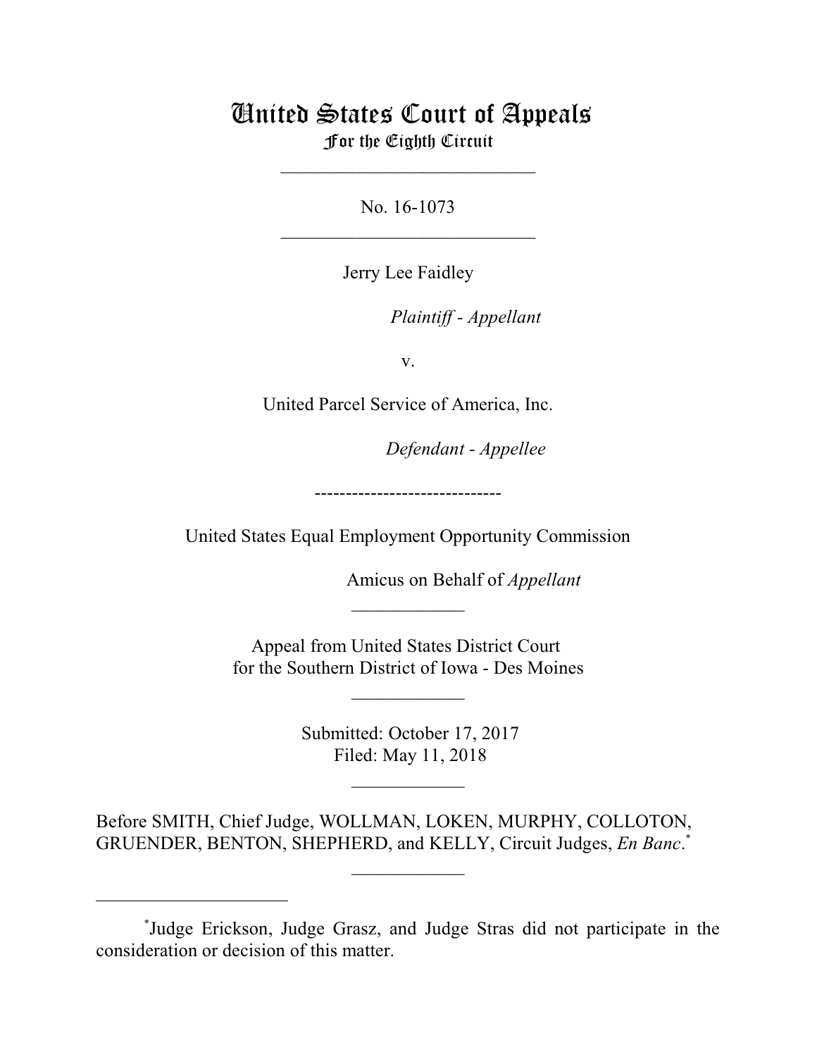# United States Court of Appeals
## For the Eighth Circuit

\_\_\_\_\_\_\_\_\_\_\_\_\_\_\_\_\_\_\_\_\_\_\_\_\_\_\_

No. 16-1073

\_\_\_\_\_\_\_\_\_\_\_\_\_\_\_\_\_\_\_\_\_\_\_\_\_\_\_

Jerry Lee Faidley

*Plaintiff - Appellant*

v.

United Parcel Service of America, Inc.

*Defendant - Appellee*

------------------------------

United States Equal Employment Opportunity Commission

Amicus on Behalf of *Appellant*

\_\_\_\_\_\_\_\_\_\_\_\_

Appeal from United States District Court
for the Southern District of Iowa - Des Moines

\_\_\_\_\_\_\_\_\_\_\_\_

Submitted: October 17, 2017
Filed: May 11, 2018

\_\_\_\_\_\_\_\_\_\_\_\_

Before SMITH, Chief Judge, WOLLMAN, LOKEN, MURPHY, COLLOTON, GRUENDER, BENTON, SHEPHERD, and KELLY, Circuit Judges, *En Banc*.[*]

\_\_\_\_\_\_\_\_\_\_\_\_

[*]Judge Erickson, Judge Grasz, and Judge Stras did not participate in the consideration or decision of this matter.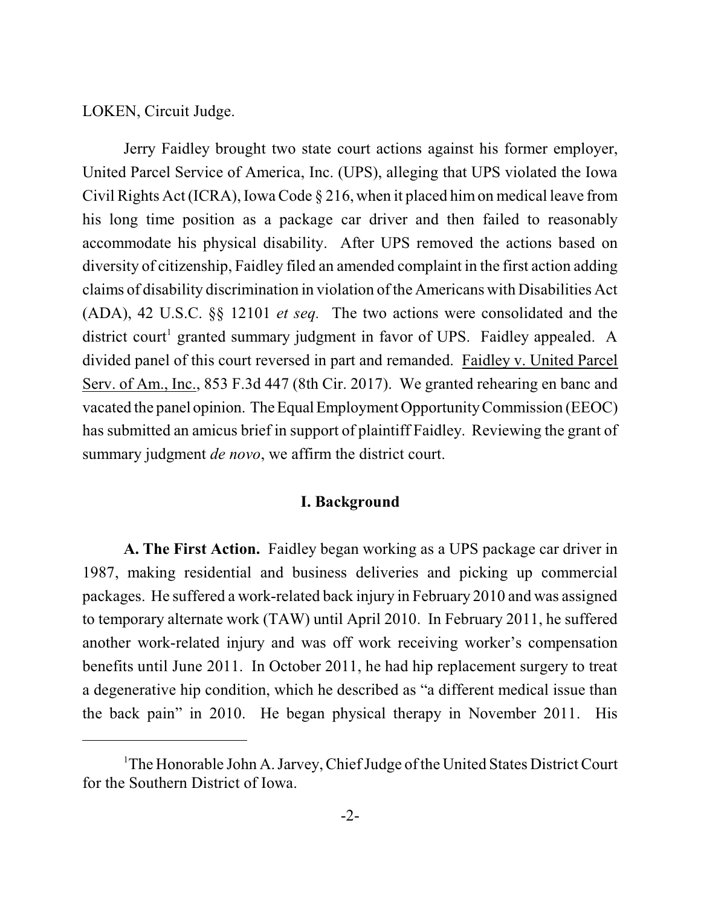LOKEN, Circuit Judge.

Jerry Faidley brought two state court actions against his former employer, United Parcel Service of America, Inc. (UPS), alleging that UPS violated the Iowa Civil Rights Act (ICRA), Iowa Code § 216, when it placed him on medical leave from his long time position as a package car driver and then failed to reasonably accommodate his physical disability. After UPS removed the actions based on diversity of citizenship, Faidley filed an amended complaint in the first action adding claims of disability discrimination in violation of the Americans with Disabilities Act (ADA), 42 U.S.C. §§ 12101 *et seq.* The two actions were consolidated and the district court[1] granted summary judgment in favor of UPS. Faidley appealed. A divided panel of this court reversed in part and remanded. Faidley v. United Parcel Serv. of Am., Inc., 853 F.3d 447 (8th Cir. 2017). We granted rehearing en banc and vacated the panel opinion. The Equal Employment Opportunity Commission (EEOC) has submitted an amicus brief in support of plaintiff Faidley. Reviewing the grant of summary judgment *de novo*, we affirm the district court.

## I. Background

**A. The First Action.** Faidley began working as a UPS package car driver in 1987, making residential and business deliveries and picking up commercial packages. He suffered a work-related back injury in February 2010 and was assigned to temporary alternate work (TAW) until April 2010. In February 2011, he suffered another work-related injury and was off work receiving worker's compensation benefits until June 2011. In October 2011, he had hip replacement surgery to treat a degenerative hip condition, which he described as "a different medical issue than the back pain" in 2010. He began physical therapy in November 2011. His

[1] The Honorable John A. Jarvey, Chief Judge of the United States District Court for the Southern District of Iowa.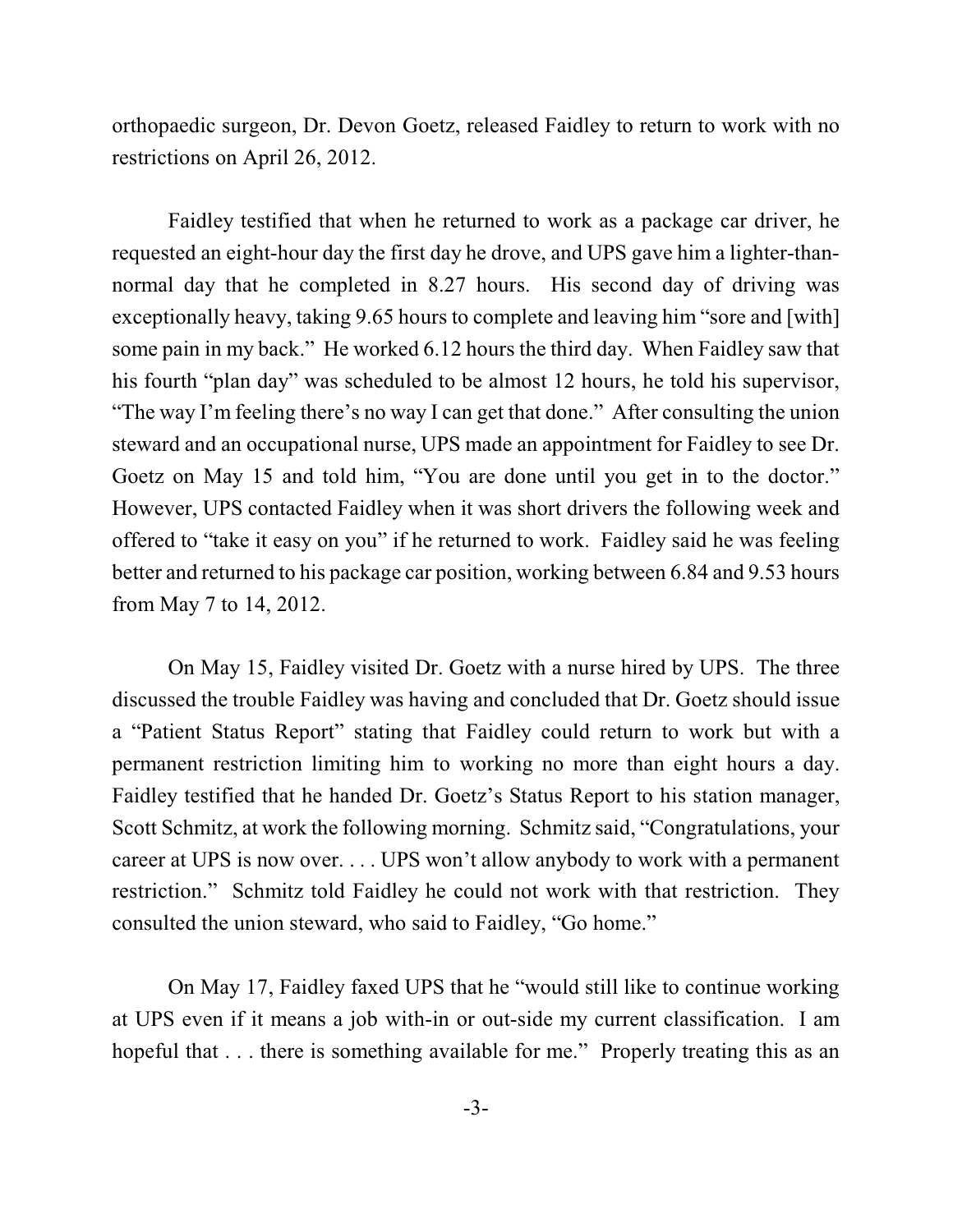orthopaedic surgeon, Dr. Devon Goetz, released Faidley to return to work with no restrictions on April 26, 2012.

Faidley testified that when he returned to work as a package car driver, he requested an eight-hour day the first day he drove, and UPS gave him a lighter-than-normal day that he completed in 8.27 hours. His second day of driving was exceptionally heavy, taking 9.65 hours to complete and leaving him "sore and [with] some pain in my back." He worked 6.12 hours the third day. When Faidley saw that his fourth "plan day" was scheduled to be almost 12 hours, he told his supervisor, "The way I'm feeling there's no way I can get that done." After consulting the union steward and an occupational nurse, UPS made an appointment for Faidley to see Dr. Goetz on May 15 and told him, "You are done until you get in to the doctor." However, UPS contacted Faidley when it was short drivers the following week and offered to "take it easy on you" if he returned to work. Faidley said he was feeling better and returned to his package car position, working between 6.84 and 9.53 hours from May 7 to 14, 2012.

On May 15, Faidley visited Dr. Goetz with a nurse hired by UPS. The three discussed the trouble Faidley was having and concluded that Dr. Goetz should issue a "Patient Status Report" stating that Faidley could return to work but with a permanent restriction limiting him to working no more than eight hours a day. Faidley testified that he handed Dr. Goetz's Status Report to his station manager, Scott Schmitz, at work the following morning. Schmitz said, "Congratulations, your career at UPS is now over. . . . UPS won't allow anybody to work with a permanent restriction." Schmitz told Faidley he could not work with that restriction. They consulted the union steward, who said to Faidley, "Go home."

On May 17, Faidley faxed UPS that he "would still like to continue working at UPS even if it means a job with-in or out-side my current classification. I am hopeful that . . . there is something available for me." Properly treating this as an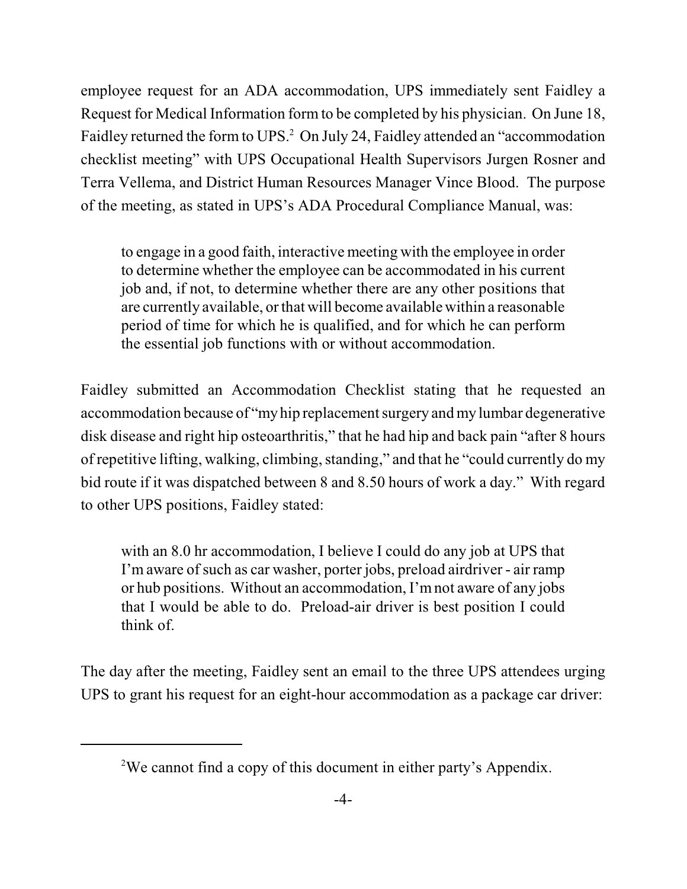employee request for an ADA accommodation, UPS immediately sent Faidley a Request for Medical Information form to be completed by his physician. On June 18, Faidley returned the form to UPS.[2] On July 24, Faidley attended an "accommodation checklist meeting" with UPS Occupational Health Supervisors Jurgen Rosner and Terra Vellema, and District Human Resources Manager Vince Blood. The purpose of the meeting, as stated in UPS's ADA Procedural Compliance Manual, was:

> to engage in a good faith, interactive meeting with the employee in order to determine whether the employee can be accommodated in his current job and, if not, to determine whether there are any other positions that are currently available, or that will become available within a reasonable period of time for which he is qualified, and for which he can perform the essential job functions with or without accommodation.

Faidley submitted an Accommodation Checklist stating that he requested an accommodation because of "my hip replacement surgery and my lumbar degenerative disk disease and right hip osteoarthritis," that he had hip and back pain "after 8 hours of repetitive lifting, walking, climbing, standing," and that he "could currently do my bid route if it was dispatched between 8 and 8.50 hours of work a day." With regard to other UPS positions, Faidley stated:

> with an 8.0 hr accommodation, I believe I could do any job at UPS that I'm aware of such as car washer, porter jobs, preload airdriver - air ramp or hub positions. Without an accommodation, I'm not aware of any jobs that I would be able to do. Preload-air driver is best position I could think of.

The day after the meeting, Faidley sent an email to the three UPS attendees urging UPS to grant his request for an eight-hour accommodation as a package car driver:

---

[2] We cannot find a copy of this document in either party's Appendix.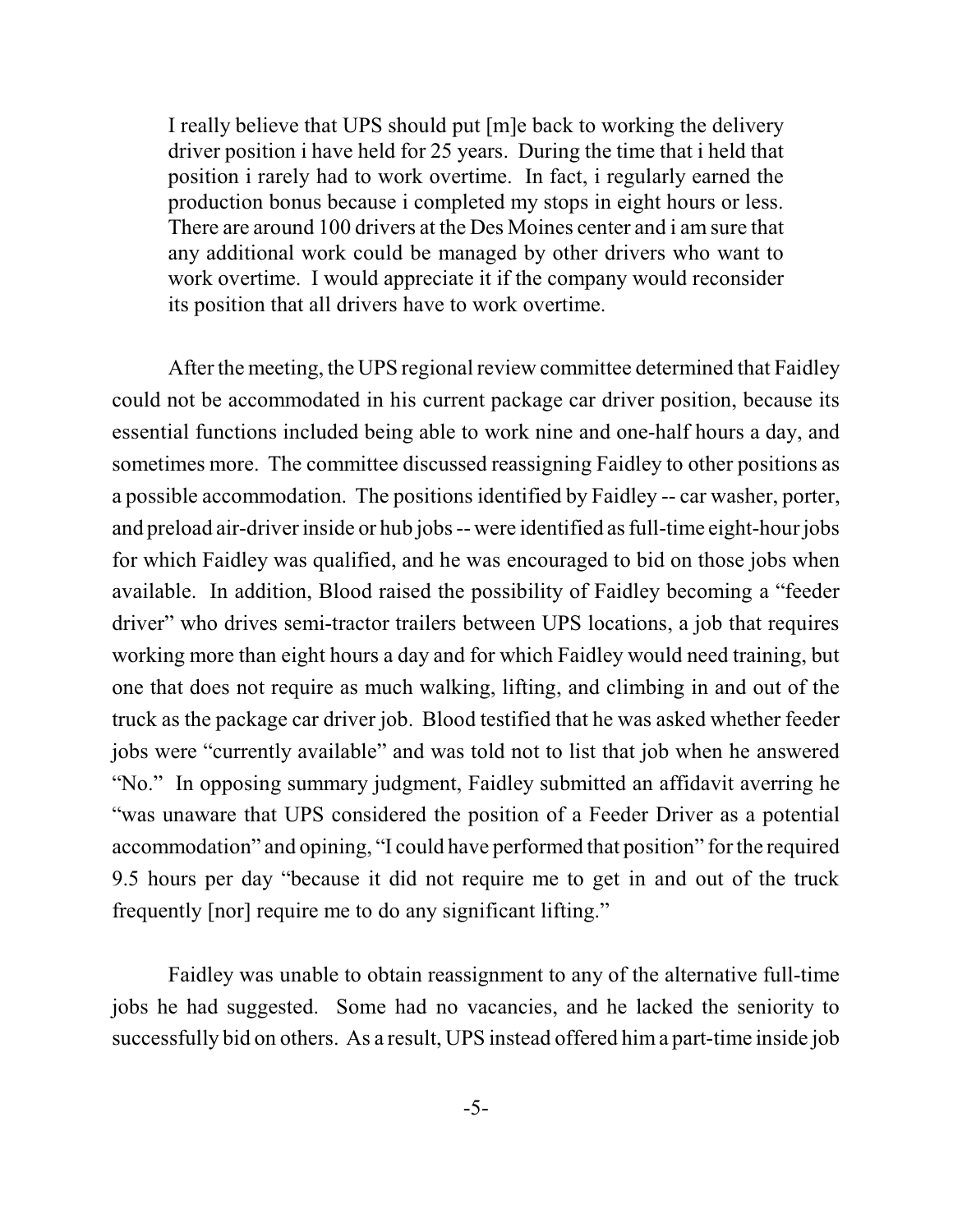> I really believe that UPS should put [m]e back to working the delivery driver position i have held for 25 years. During the time that i held that position i rarely had to work overtime. In fact, i regularly earned the production bonus because i completed my stops in eight hours or less. There are around 100 drivers at the Des Moines center and i am sure that any additional work could be managed by other drivers who want to work overtime. I would appreciate it if the company would reconsider its position that all drivers have to work overtime.

After the meeting, the UPS regional review committee determined that Faidley could not be accommodated in his current package car driver position, because its essential functions included being able to work nine and one-half hours a day, and sometimes more. The committee discussed reassigning Faidley to other positions as a possible accommodation. The positions identified by Faidley -- car washer, porter, and preload air-driver inside or hub jobs -- were identified as full-time eight-hour jobs for which Faidley was qualified, and he was encouraged to bid on those jobs when available. In addition, Blood raised the possibility of Faidley becoming a "feeder driver" who drives semi-tractor trailers between UPS locations, a job that requires working more than eight hours a day and for which Faidley would need training, but one that does not require as much walking, lifting, and climbing in and out of the truck as the package car driver job. Blood testified that he was asked whether feeder jobs were "currently available" and was told not to list that job when he answered "No." In opposing summary judgment, Faidley submitted an affidavit averring he "was unaware that UPS considered the position of a Feeder Driver as a potential accommodation" and opining, "I could have performed that position" for the required 9.5 hours per day "because it did not require me to get in and out of the truck frequently [nor] require me to do any significant lifting."

Faidley was unable to obtain reassignment to any of the alternative full-time jobs he had suggested. Some had no vacancies, and he lacked the seniority to successfully bid on others. As a result, UPS instead offered him a part-time inside job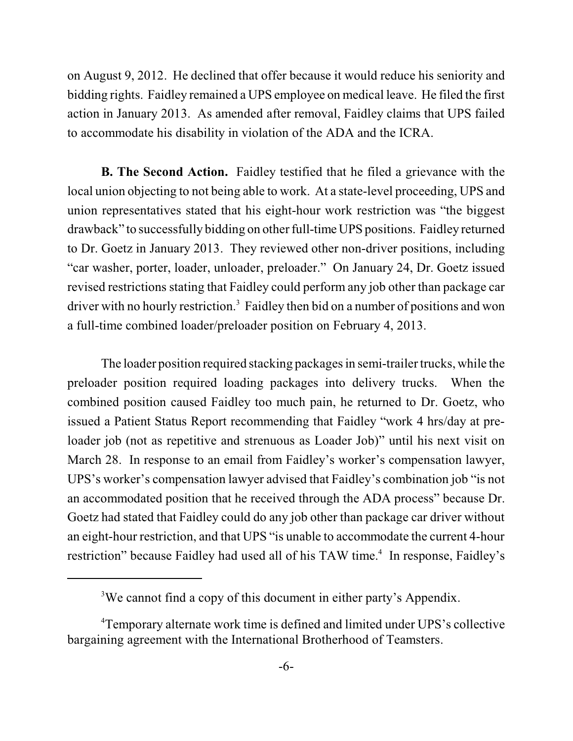on August 9, 2012. He declined that offer because it would reduce his seniority and bidding rights. Faidley remained a UPS employee on medical leave. He filed the first action in January 2013. As amended after removal, Faidley claims that UPS failed to accommodate his disability in violation of the ADA and the ICRA.

**B. The Second Action.** Faidley testified that he filed a grievance with the local union objecting to not being able to work. At a state-level proceeding, UPS and union representatives stated that his eight-hour work restriction was "the biggest drawback" to successfully bidding on other full-time UPS positions. Faidley returned to Dr. Goetz in January 2013. They reviewed other non-driver positions, including "car washer, porter, loader, unloader, preloader." On January 24, Dr. Goetz issued revised restrictions stating that Faidley could perform any job other than package car driver with no hourly restriction.[3] Faidley then bid on a number of positions and won a full-time combined loader/preloader position on February 4, 2013.

The loader position required stacking packages in semi-trailer trucks, while the preloader position required loading packages into delivery trucks. When the combined position caused Faidley too much pain, he returned to Dr. Goetz, who issued a Patient Status Report recommending that Faidley "work 4 hrs/day at pre-loader job (not as repetitive and strenuous as Loader Job)" until his next visit on March 28. In response to an email from Faidley's worker's compensation lawyer, UPS's worker's compensation lawyer advised that Faidley's combination job "is not an accommodated position that he received through the ADA process" because Dr. Goetz had stated that Faidley could do any job other than package car driver without an eight-hour restriction, and that UPS "is unable to accommodate the current 4-hour restriction" because Faidley had used all of his TAW time.[4] In response, Faidley's

[3] We cannot find a copy of this document in either party's Appendix.

[4] Temporary alternate work time is defined and limited under UPS's collective bargaining agreement with the International Brotherhood of Teamsters.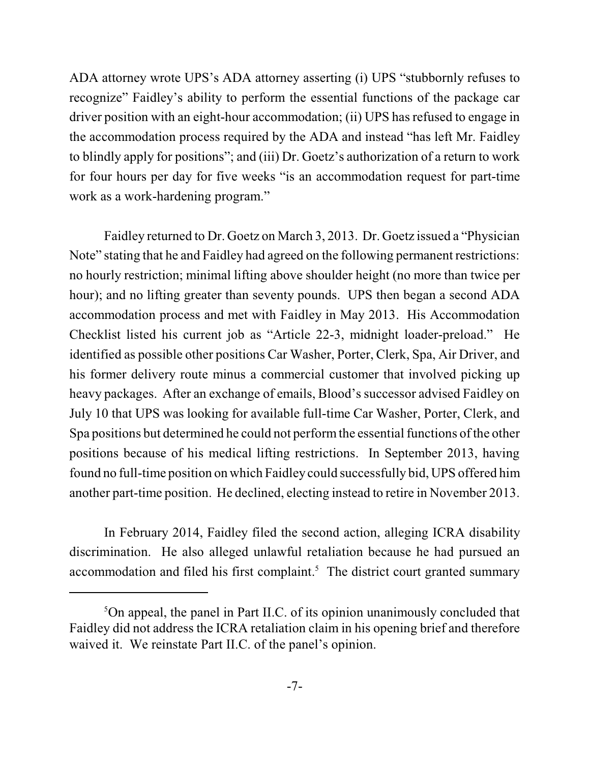ADA attorney wrote UPS's ADA attorney asserting (i) UPS "stubbornly refuses to recognize" Faidley's ability to perform the essential functions of the package car driver position with an eight-hour accommodation; (ii) UPS has refused to engage in the accommodation process required by the ADA and instead "has left Mr. Faidley to blindly apply for positions"; and (iii) Dr. Goetz's authorization of a return to work for four hours per day for five weeks "is an accommodation request for part-time work as a work-hardening program."

Faidley returned to Dr. Goetz on March 3, 2013. Dr. Goetz issued a "Physician Note" stating that he and Faidley had agreed on the following permanent restrictions: no hourly restriction; minimal lifting above shoulder height (no more than twice per hour); and no lifting greater than seventy pounds. UPS then began a second ADA accommodation process and met with Faidley in May 2013. His Accommodation Checklist listed his current job as "Article 22-3, midnight loader-preload." He identified as possible other positions Car Washer, Porter, Clerk, Spa, Air Driver, and his former delivery route minus a commercial customer that involved picking up heavy packages. After an exchange of emails, Blood's successor advised Faidley on July 10 that UPS was looking for available full-time Car Washer, Porter, Clerk, and Spa positions but determined he could not perform the essential functions of the other positions because of his medical lifting restrictions. In September 2013, having found no full-time position on which Faidley could successfully bid, UPS offered him another part-time position. He declined, electing instead to retire in November 2013.

In February 2014, Faidley filed the second action, alleging ICRA disability discrimination. He also alleged unlawful retaliation because he had pursued an accommodation and filed his first complaint.[5] The district court granted summary

[5]On appeal, the panel in Part II.C. of its opinion unanimously concluded that Faidley did not address the ICRA retaliation claim in his opening brief and therefore waived it. We reinstate Part II.C. of the panel's opinion.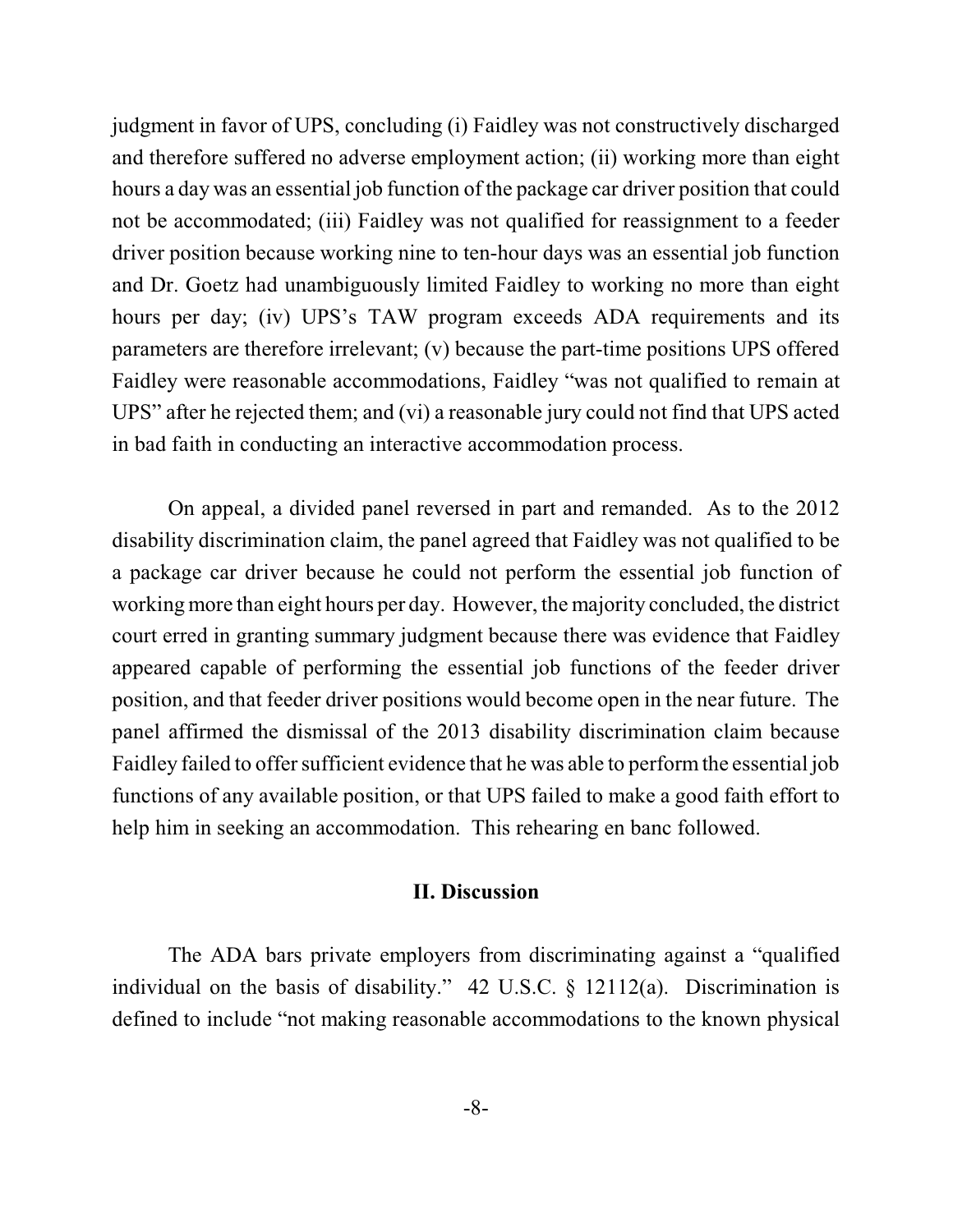judgment in favor of UPS, concluding (i) Faidley was not constructively discharged and therefore suffered no adverse employment action; (ii) working more than eight hours a day was an essential job function of the package car driver position that could not be accommodated; (iii) Faidley was not qualified for reassignment to a feeder driver position because working nine to ten-hour days was an essential job function and Dr. Goetz had unambiguously limited Faidley to working no more than eight hours per day; (iv) UPS's TAW program exceeds ADA requirements and its parameters are therefore irrelevant; (v) because the part-time positions UPS offered Faidley were reasonable accommodations, Faidley "was not qualified to remain at UPS" after he rejected them; and (vi) a reasonable jury could not find that UPS acted in bad faith in conducting an interactive accommodation process.

On appeal, a divided panel reversed in part and remanded. As to the 2012 disability discrimination claim, the panel agreed that Faidley was not qualified to be a package car driver because he could not perform the essential job function of working more than eight hours per day. However, the majority concluded, the district court erred in granting summary judgment because there was evidence that Faidley appeared capable of performing the essential job functions of the feeder driver position, and that feeder driver positions would become open in the near future. The panel affirmed the dismissal of the 2013 disability discrimination claim because Faidley failed to offer sufficient evidence that he was able to perform the essential job functions of any available position, or that UPS failed to make a good faith effort to help him in seeking an accommodation. This rehearing en banc followed.

## II. Discussion

The ADA bars private employers from discriminating against a "qualified individual on the basis of disability." 42 U.S.C. § 12112(a). Discrimination is defined to include "not making reasonable accommodations to the known physical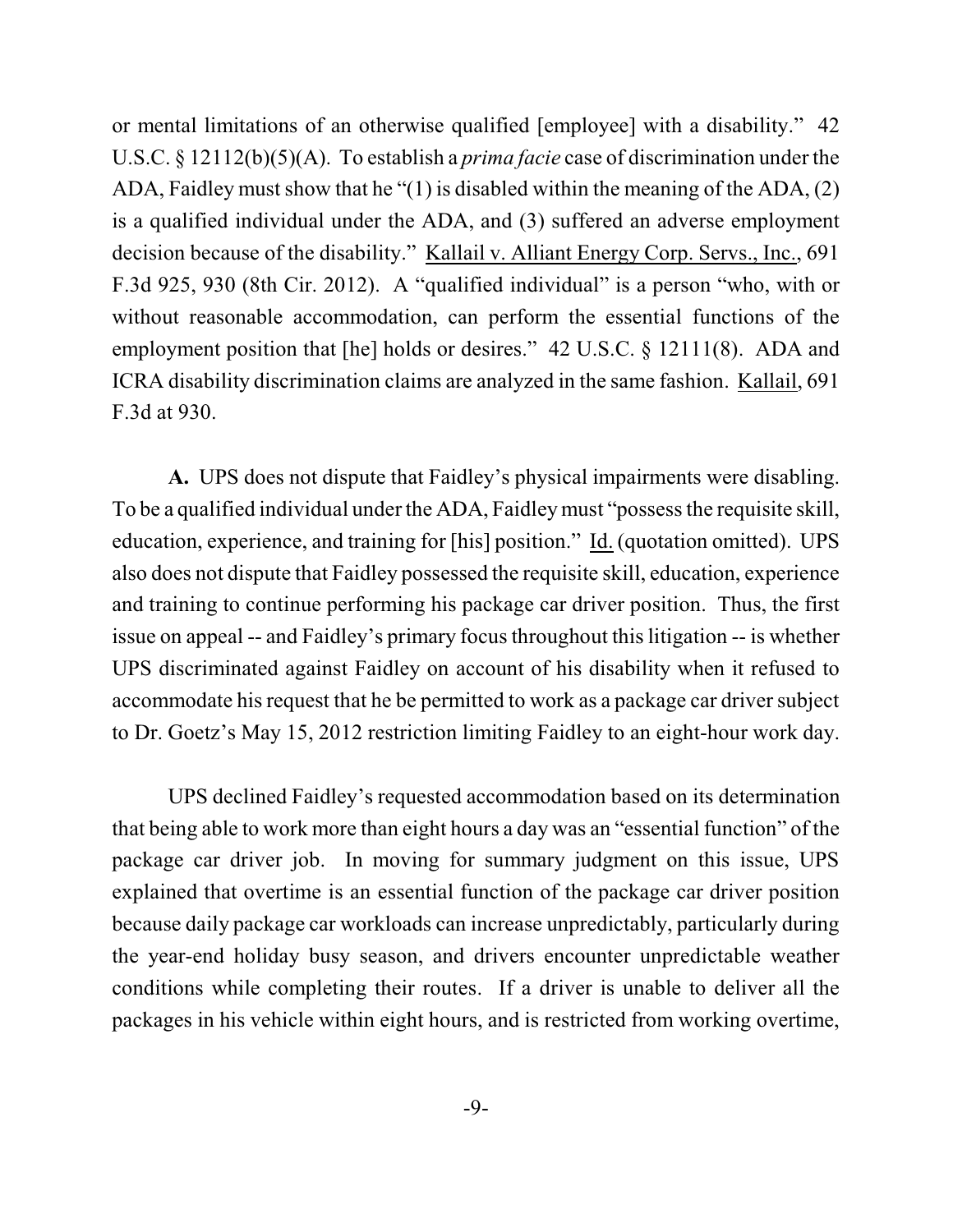or mental limitations of an otherwise qualified [employee] with a disability." 42 U.S.C. § 12112(b)(5)(A). To establish a *prima facie* case of discrimination under the ADA, Faidley must show that he "(1) is disabled within the meaning of the ADA, (2) is a qualified individual under the ADA, and (3) suffered an adverse employment decision because of the disability." Kallail v. Alliant Energy Corp. Servs., Inc., 691 F.3d 925, 930 (8th Cir. 2012). A "qualified individual" is a person "who, with or without reasonable accommodation, can perform the essential functions of the employment position that [he] holds or desires." 42 U.S.C. § 12111(8). ADA and ICRA disability discrimination claims are analyzed in the same fashion. Kallail, 691 F.3d at 930.

**A.** UPS does not dispute that Faidley's physical impairments were disabling. To be a qualified individual under the ADA, Faidley must "possess the requisite skill, education, experience, and training for [his] position." Id. (quotation omitted). UPS also does not dispute that Faidley possessed the requisite skill, education, experience and training to continue performing his package car driver position. Thus, the first issue on appeal -- and Faidley's primary focus throughout this litigation -- is whether UPS discriminated against Faidley on account of his disability when it refused to accommodate his request that he be permitted to work as a package car driver subject to Dr. Goetz's May 15, 2012 restriction limiting Faidley to an eight-hour work day.

UPS declined Faidley's requested accommodation based on its determination that being able to work more than eight hours a day was an "essential function" of the package car driver job. In moving for summary judgment on this issue, UPS explained that overtime is an essential function of the package car driver position because daily package car workloads can increase unpredictably, particularly during the year-end holiday busy season, and drivers encounter unpredictable weather conditions while completing their routes. If a driver is unable to deliver all the packages in his vehicle within eight hours, and is restricted from working overtime,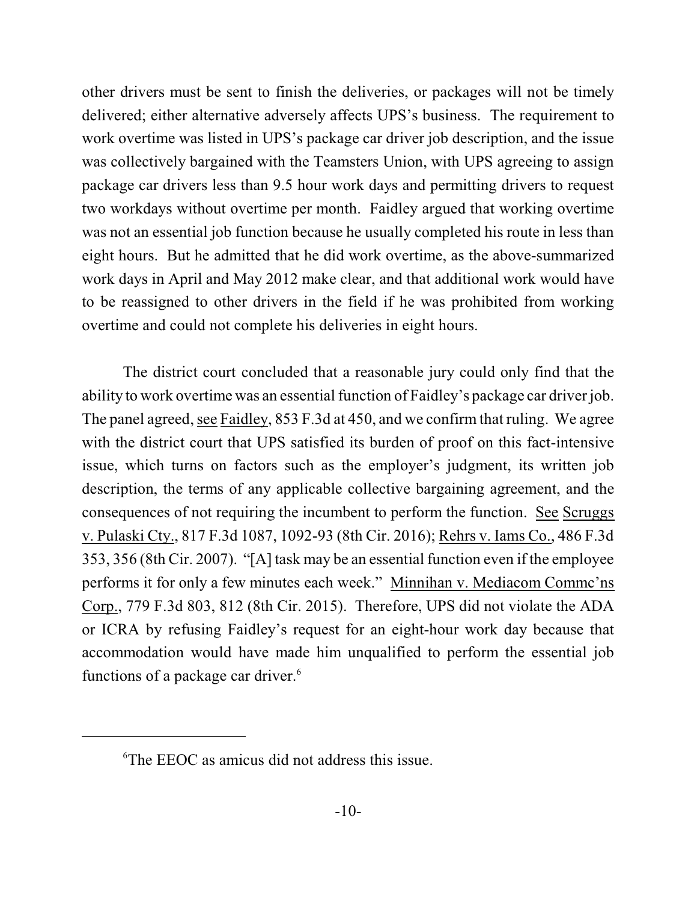other drivers must be sent to finish the deliveries, or packages will not be timely delivered; either alternative adversely affects UPS's business. The requirement to work overtime was listed in UPS's package car driver job description, and the issue was collectively bargained with the Teamsters Union, with UPS agreeing to assign package car drivers less than 9.5 hour work days and permitting drivers to request two workdays without overtime per month. Faidley argued that working overtime was not an essential job function because he usually completed his route in less than eight hours. But he admitted that he did work overtime, as the above-summarized work days in April and May 2012 make clear, and that additional work would have to be reassigned to other drivers in the field if he was prohibited from working overtime and could not complete his deliveries in eight hours.

The district court concluded that a reasonable jury could only find that the ability to work overtime was an essential function of Faidley's package car driver job. The panel agreed, see Faidley, 853 F.3d at 450, and we confirm that ruling. We agree with the district court that UPS satisfied its burden of proof on this fact-intensive issue, which turns on factors such as the employer's judgment, its written job description, the terms of any applicable collective bargaining agreement, and the consequences of not requiring the incumbent to perform the function. See Scruggs v. Pulaski Cty., 817 F.3d 1087, 1092-93 (8th Cir. 2016); Rehrs v. Iams Co., 486 F.3d 353, 356 (8th Cir. 2007). "[A] task may be an essential function even if the employee performs it for only a few minutes each week." Minnihan v. Mediacom Commc'ns Corp., 779 F.3d 803, 812 (8th Cir. 2015). Therefore, UPS did not violate the ADA or ICRA by refusing Faidley's request for an eight-hour work day because that accommodation would have made him unqualified to perform the essential job functions of a package car driver.[6]

---

[6]The EEOC as amicus did not address this issue.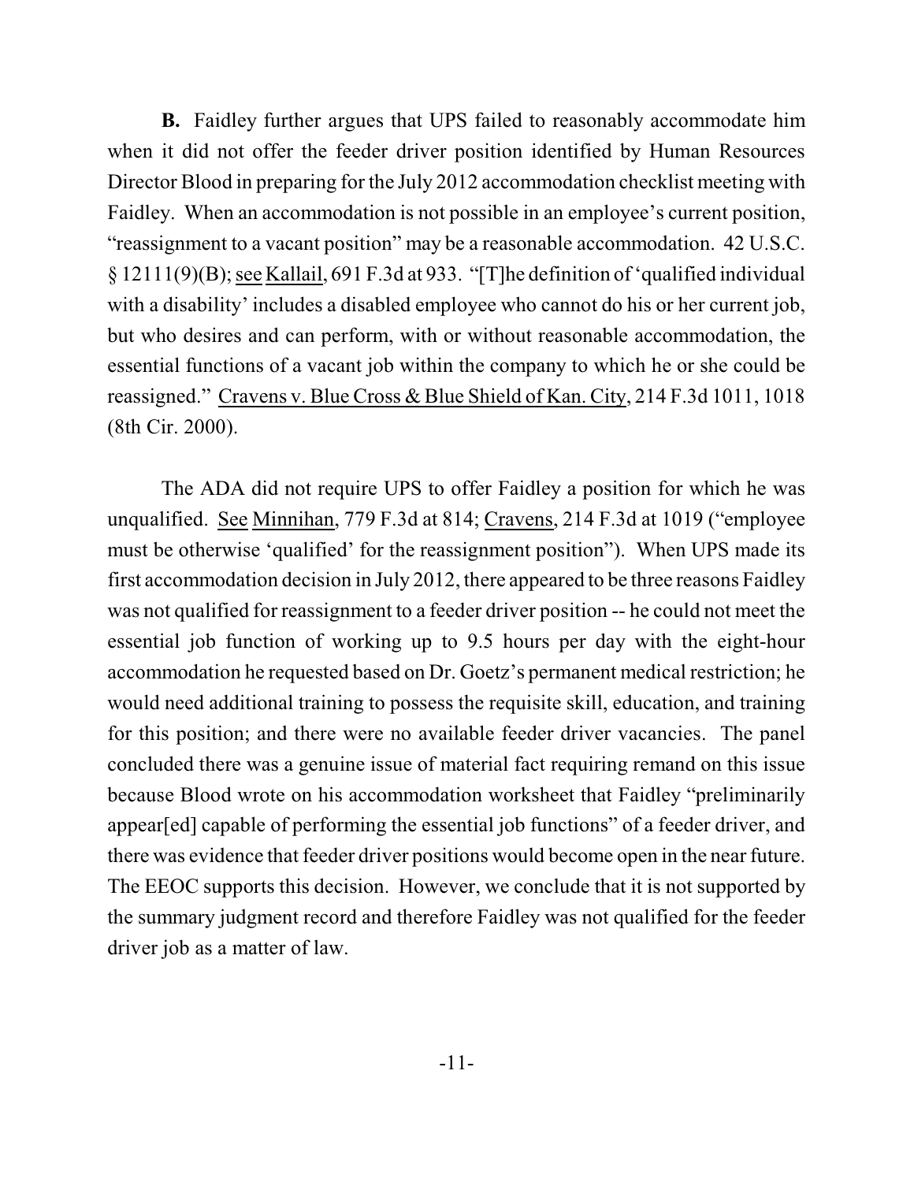**B.** Faidley further argues that UPS failed to reasonably accommodate him when it did not offer the feeder driver position identified by Human Resources Director Blood in preparing for the July 2012 accommodation checklist meeting with Faidley. When an accommodation is not possible in an employee's current position, "reassignment to a vacant position" may be a reasonable accommodation. 42 U.S.C. § 12111(9)(B); see Kallail, 691 F.3d at 933. "[T]he definition of 'qualified individual with a disability' includes a disabled employee who cannot do his or her current job, but who desires and can perform, with or without reasonable accommodation, the essential functions of a vacant job within the company to which he or she could be reassigned." Cravens v. Blue Cross & Blue Shield of Kan. City, 214 F.3d 1011, 1018 (8th Cir. 2000).

The ADA did not require UPS to offer Faidley a position for which he was unqualified. See Minnihan, 779 F.3d at 814; Cravens, 214 F.3d at 1019 ("employee must be otherwise 'qualified' for the reassignment position"). When UPS made its first accommodation decision in July 2012, there appeared to be three reasons Faidley was not qualified for reassignment to a feeder driver position -- he could not meet the essential job function of working up to 9.5 hours per day with the eight-hour accommodation he requested based on Dr. Goetz's permanent medical restriction; he would need additional training to possess the requisite skill, education, and training for this position; and there were no available feeder driver vacancies. The panel concluded there was a genuine issue of material fact requiring remand on this issue because Blood wrote on his accommodation worksheet that Faidley "preliminarily appear[ed] capable of performing the essential job functions" of a feeder driver, and there was evidence that feeder driver positions would become open in the near future. The EEOC supports this decision. However, we conclude that it is not supported by the summary judgment record and therefore Faidley was not qualified for the feeder driver job as a matter of law.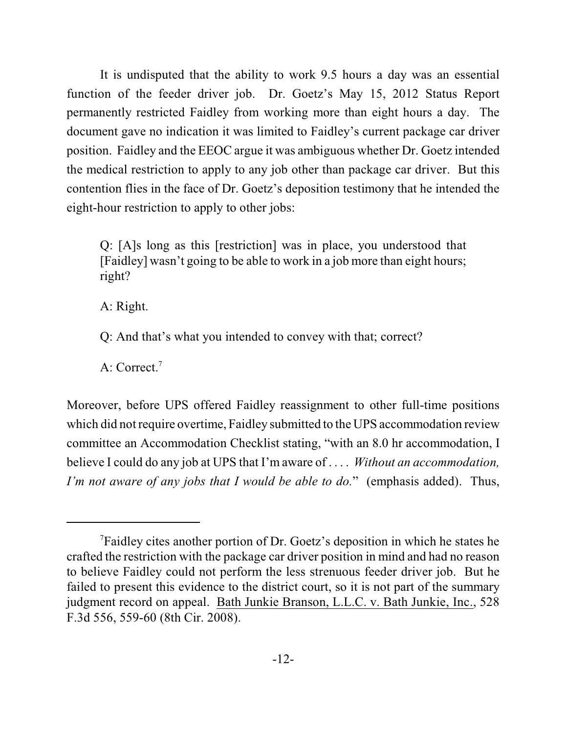It is undisputed that the ability to work 9.5 hours a day was an essential function of the feeder driver job. Dr. Goetz's May 15, 2012 Status Report permanently restricted Faidley from working more than eight hours a day. The document gave no indication it was limited to Faidley's current package car driver position. Faidley and the EEOC argue it was ambiguous whether Dr. Goetz intended the medical restriction to apply to any job other than package car driver. But this contention flies in the face of Dr. Goetz's deposition testimony that he intended the eight-hour restriction to apply to other jobs:

> Q: [A]s long as this [restriction] was in place, you understood that [Faidley] wasn't going to be able to work in a job more than eight hours; right?
>
> A: Right.
>
> Q: And that's what you intended to convey with that; correct?
>
> A: Correct.[7]

Moreover, before UPS offered Faidley reassignment to other full-time positions which did not require overtime, Faidley submitted to the UPS accommodation review committee an Accommodation Checklist stating, "with an 8.0 hr accommodation, I believe I could do any job at UPS that I'm aware of . . . . *Without an accommodation, I'm not aware of any jobs that I would be able to do.*" (emphasis added). Thus,

---

[7] Faidley cites another portion of Dr. Goetz's deposition in which he states he crafted the restriction with the package car driver position in mind and had no reason to believe Faidley could not perform the less strenuous feeder driver job. But he failed to present this evidence to the district court, so it is not part of the summary judgment record on appeal. Bath Junkie Branson, L.L.C. v. Bath Junkie, Inc., 528 F.3d 556, 559-60 (8th Cir. 2008).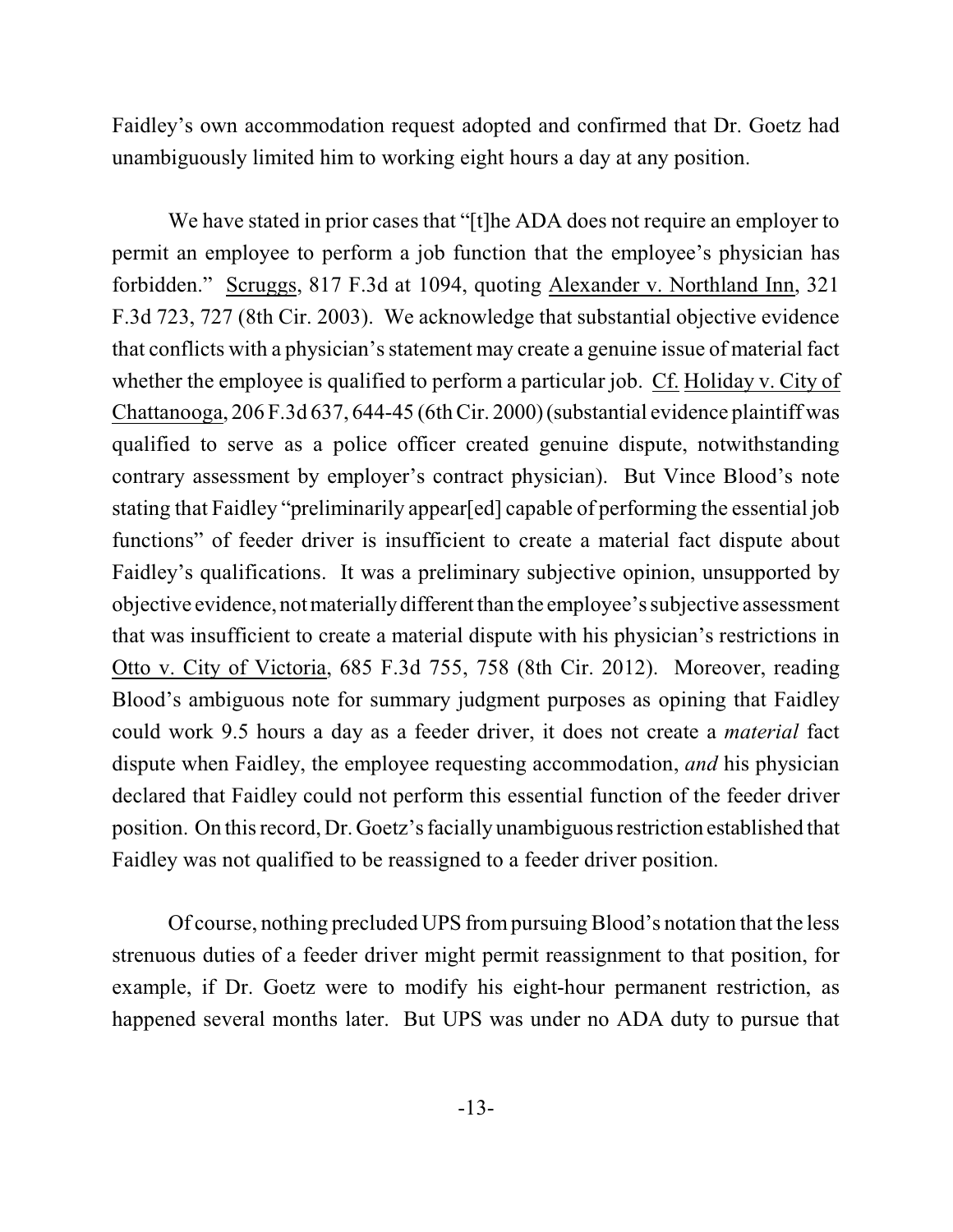Faidley's own accommodation request adopted and confirmed that Dr. Goetz had unambiguously limited him to working eight hours a day at any position.

We have stated in prior cases that "[t]he ADA does not require an employer to permit an employee to perform a job function that the employee's physician has forbidden." Scruggs, 817 F.3d at 1094, quoting Alexander v. Northland Inn, 321 F.3d 723, 727 (8th Cir. 2003). We acknowledge that substantial objective evidence that conflicts with a physician's statement may create a genuine issue of material fact whether the employee is qualified to perform a particular job. Cf. Holiday v. City of Chattanooga, 206 F.3d 637, 644-45 (6th Cir. 2000) (substantial evidence plaintiff was qualified to serve as a police officer created genuine dispute, notwithstanding contrary assessment by employer's contract physician). But Vince Blood's note stating that Faidley "preliminarily appear[ed] capable of performing the essential job functions" of feeder driver is insufficient to create a material fact dispute about Faidley's qualifications. It was a preliminary subjective opinion, unsupported by objective evidence, not materially different than the employee's subjective assessment that was insufficient to create a material dispute with his physician's restrictions in Otto v. City of Victoria, 685 F.3d 755, 758 (8th Cir. 2012). Moreover, reading Blood's ambiguous note for summary judgment purposes as opining that Faidley could work 9.5 hours a day as a feeder driver, it does not create a *material* fact dispute when Faidley, the employee requesting accommodation, *and* his physician declared that Faidley could not perform this essential function of the feeder driver position. On this record, Dr. Goetz's facially unambiguous restriction established that Faidley was not qualified to be reassigned to a feeder driver position.

Of course, nothing precluded UPS from pursuing Blood's notation that the less strenuous duties of a feeder driver might permit reassignment to that position, for example, if Dr. Goetz were to modify his eight-hour permanent restriction, as happened several months later. But UPS was under no ADA duty to pursue that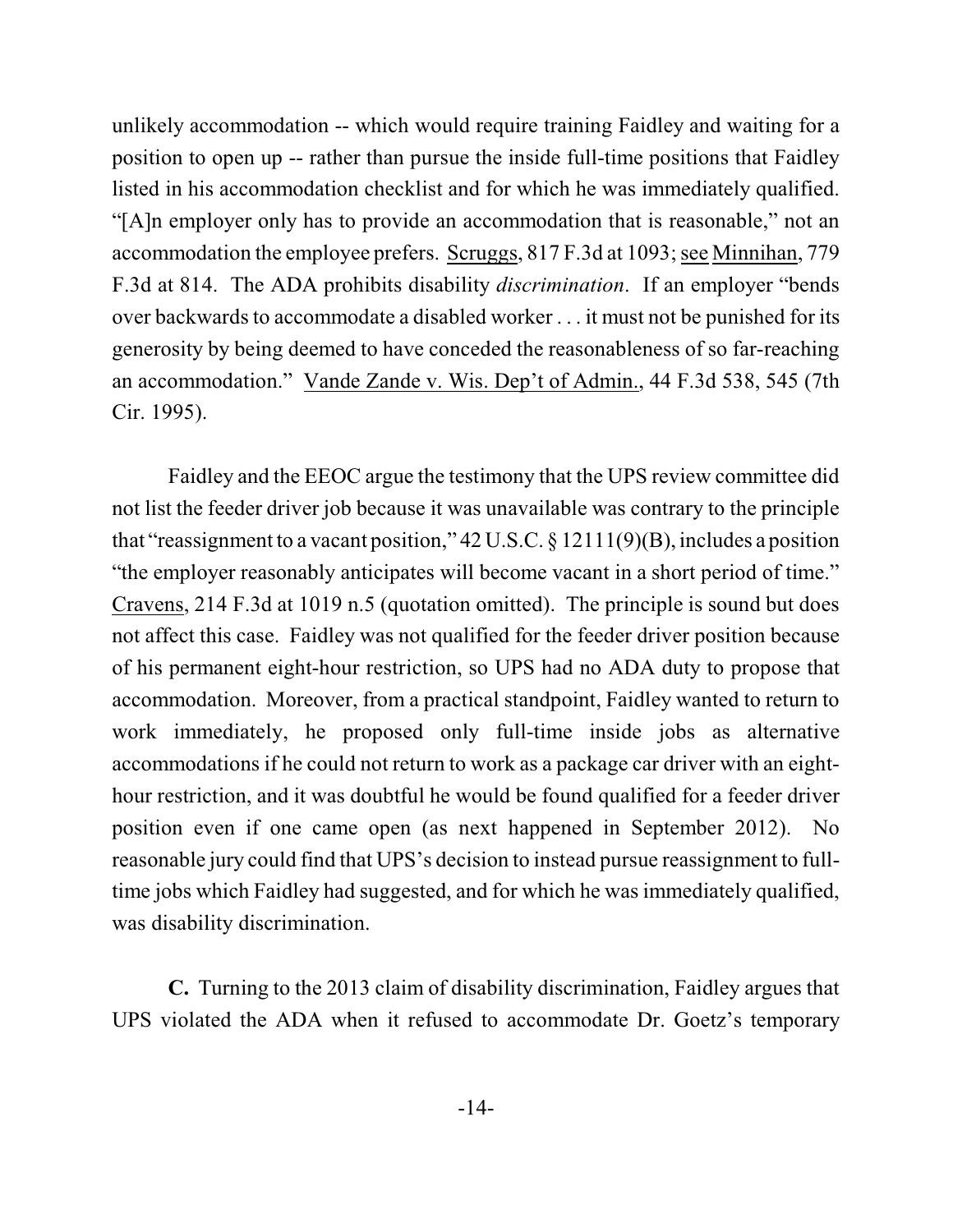unlikely accommodation -- which would require training Faidley and waiting for a position to open up -- rather than pursue the inside full-time positions that Faidley listed in his accommodation checklist and for which he was immediately qualified. "[A]n employer only has to provide an accommodation that is reasonable," not an accommodation the employee prefers. Scruggs, 817 F.3d at 1093; see Minnihan, 779 F.3d at 814. The ADA prohibits disability *discrimination*. If an employer "bends over backwards to accommodate a disabled worker . . . it must not be punished for its generosity by being deemed to have conceded the reasonableness of so far-reaching an accommodation." Vande Zande v. Wis. Dep't of Admin., 44 F.3d 538, 545 (7th Cir. 1995).

Faidley and the EEOC argue the testimony that the UPS review committee did not list the feeder driver job because it was unavailable was contrary to the principle that "reassignment to a vacant position," 42 U.S.C. § 12111(9)(B), includes a position "the employer reasonably anticipates will become vacant in a short period of time." Cravens, 214 F.3d at 1019 n.5 (quotation omitted). The principle is sound but does not affect this case. Faidley was not qualified for the feeder driver position because of his permanent eight-hour restriction, so UPS had no ADA duty to propose that accommodation. Moreover, from a practical standpoint, Faidley wanted to return to work immediately, he proposed only full-time inside jobs as alternative accommodations if he could not return to work as a package car driver with an eight-hour restriction, and it was doubtful he would be found qualified for a feeder driver position even if one came open (as next happened in September 2012). No reasonable jury could find that UPS's decision to instead pursue reassignment to full-time jobs which Faidley had suggested, and for which he was immediately qualified, was disability discrimination.

**C.** Turning to the 2013 claim of disability discrimination, Faidley argues that UPS violated the ADA when it refused to accommodate Dr. Goetz's temporary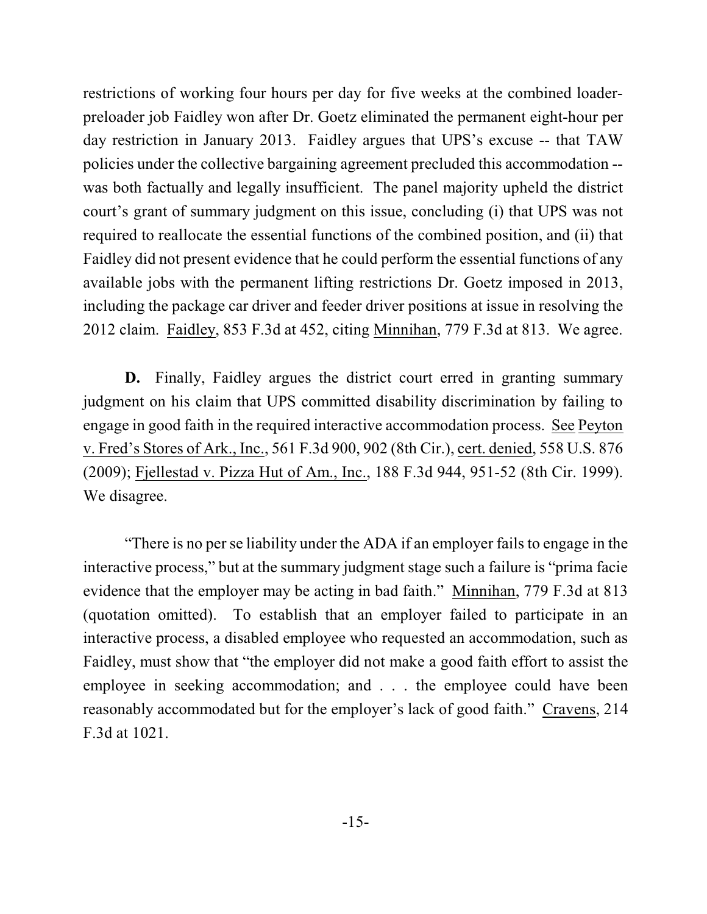restrictions of working four hours per day for five weeks at the combined loader-preloader job Faidley won after Dr. Goetz eliminated the permanent eight-hour per day restriction in January 2013. Faidley argues that UPS's excuse -- that TAW policies under the collective bargaining agreement precluded this accommodation -- was both factually and legally insufficient. The panel majority upheld the district court's grant of summary judgment on this issue, concluding (i) that UPS was not required to reallocate the essential functions of the combined position, and (ii) that Faidley did not present evidence that he could perform the essential functions of any available jobs with the permanent lifting restrictions Dr. Goetz imposed in 2013, including the package car driver and feeder driver positions at issue in resolving the 2012 claim. Faidley, 853 F.3d at 452, citing Minnihan, 779 F.3d at 813. We agree.

**D.** Finally, Faidley argues the district court erred in granting summary judgment on his claim that UPS committed disability discrimination by failing to engage in good faith in the required interactive accommodation process. See Peyton v. Fred's Stores of Ark., Inc., 561 F.3d 900, 902 (8th Cir.), cert. denied, 558 U.S. 876 (2009); Fjellestad v. Pizza Hut of Am., Inc., 188 F.3d 944, 951-52 (8th Cir. 1999). We disagree.

"There is no per se liability under the ADA if an employer fails to engage in the interactive process," but at the summary judgment stage such a failure is "prima facie evidence that the employer may be acting in bad faith." Minnihan, 779 F.3d at 813 (quotation omitted). To establish that an employer failed to participate in an interactive process, a disabled employee who requested an accommodation, such as Faidley, must show that "the employer did not make a good faith effort to assist the employee in seeking accommodation; and . . . the employee could have been reasonably accommodated but for the employer's lack of good faith." Cravens, 214 F.3d at 1021.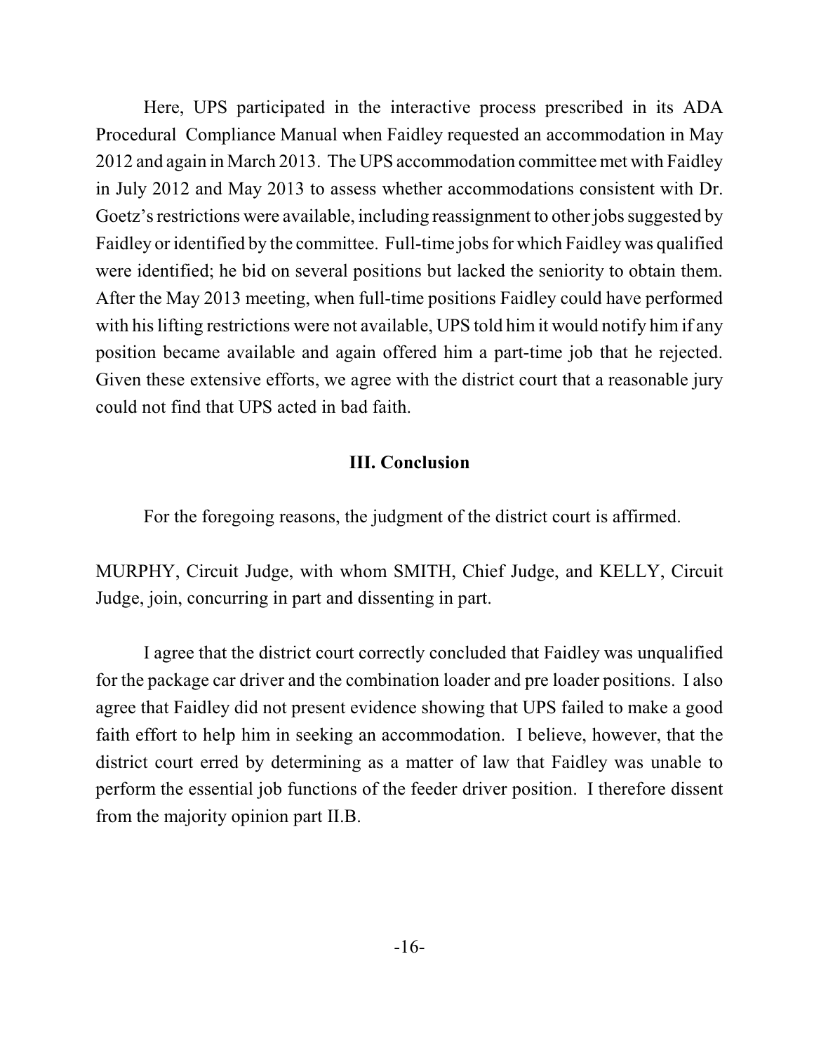Here, UPS participated in the interactive process prescribed in its ADA Procedural Compliance Manual when Faidley requested an accommodation in May 2012 and again in March 2013. The UPS accommodation committee met with Faidley in July 2012 and May 2013 to assess whether accommodations consistent with Dr. Goetz's restrictions were available, including reassignment to other jobs suggested by Faidley or identified by the committee. Full-time jobs for which Faidley was qualified were identified; he bid on several positions but lacked the seniority to obtain them. After the May 2013 meeting, when full-time positions Faidley could have performed with his lifting restrictions were not available, UPS told him it would notify him if any position became available and again offered him a part-time job that he rejected. Given these extensive efforts, we agree with the district court that a reasonable jury could not find that UPS acted in bad faith.

## III. Conclusion

For the foregoing reasons, the judgment of the district court is affirmed.

MURPHY, Circuit Judge, with whom SMITH, Chief Judge, and KELLY, Circuit Judge, join, concurring in part and dissenting in part.

I agree that the district court correctly concluded that Faidley was unqualified for the package car driver and the combination loader and pre loader positions. I also agree that Faidley did not present evidence showing that UPS failed to make a good faith effort to help him in seeking an accommodation. I believe, however, that the district court erred by determining as a matter of law that Faidley was unable to perform the essential job functions of the feeder driver position. I therefore dissent from the majority opinion part II.B.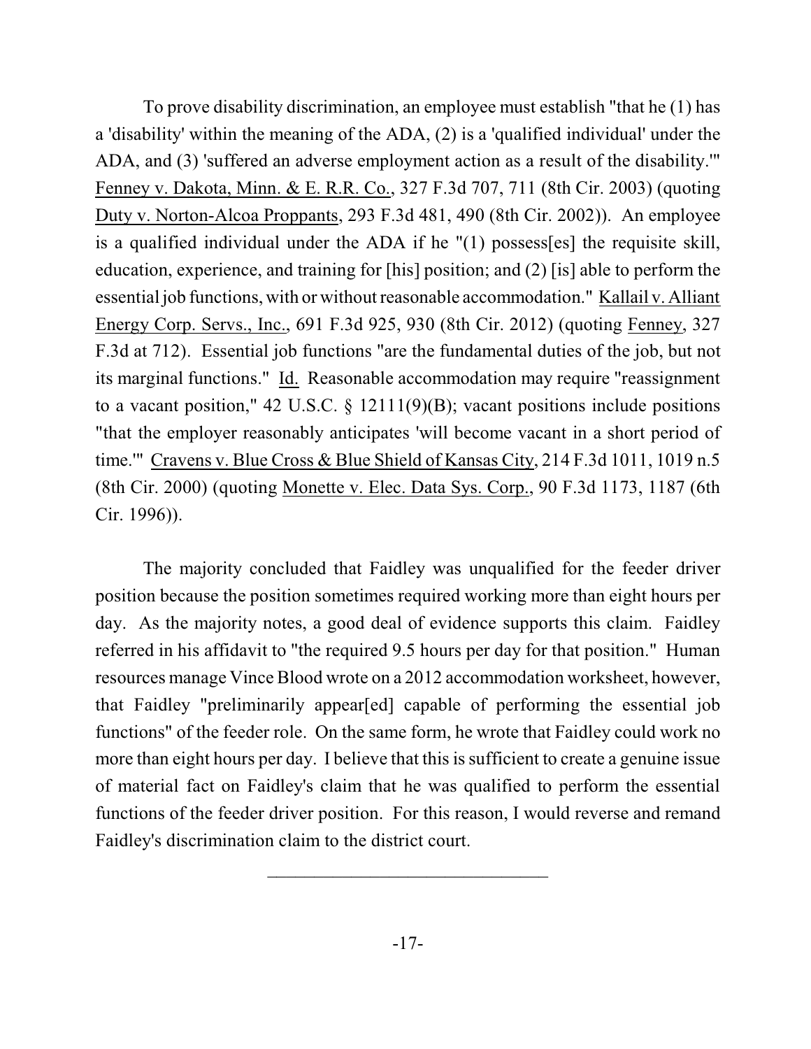To prove disability discrimination, an employee must establish "that he (1) has a 'disability' within the meaning of the ADA, (2) is a 'qualified individual' under the ADA, and (3) 'suffered an adverse employment action as a result of the disability.'" Fenney v. Dakota, Minn. & E. R.R. Co., 327 F.3d 707, 711 (8th Cir. 2003) (quoting Duty v. Norton-Alcoa Proppants, 293 F.3d 481, 490 (8th Cir. 2002)). An employee is a qualified individual under the ADA if he "(1) possess[es] the requisite skill, education, experience, and training for [his] position; and (2) [is] able to perform the essential job functions, with or without reasonable accommodation." Kallail v. Alliant Energy Corp. Servs., Inc., 691 F.3d 925, 930 (8th Cir. 2012) (quoting Fenney, 327 F.3d at 712). Essential job functions "are the fundamental duties of the job, but not its marginal functions." Id. Reasonable accommodation may require "reassignment to a vacant position," 42 U.S.C. § 12111(9)(B); vacant positions include positions "that the employer reasonably anticipates 'will become vacant in a short period of time.'" Cravens v. Blue Cross & Blue Shield of Kansas City, 214 F.3d 1011, 1019 n.5 (8th Cir. 2000) (quoting Monette v. Elec. Data Sys. Corp., 90 F.3d 1173, 1187 (6th Cir. 1996)).

The majority concluded that Faidley was unqualified for the feeder driver position because the position sometimes required working more than eight hours per day. As the majority notes, a good deal of evidence supports this claim. Faidley referred in his affidavit to "the required 9.5 hours per day for that position." Human resources manage Vince Blood wrote on a 2012 accommodation worksheet, however, that Faidley "preliminarily appear[ed] capable of performing the essential job functions" of the feeder role. On the same form, he wrote that Faidley could work no more than eight hours per day. I believe that this is sufficient to create a genuine issue of material fact on Faidley's claim that he was qualified to perform the essential functions of the feeder driver position. For this reason, I would reverse and remand Faidley's discrimination claim to the district court.

______________________________